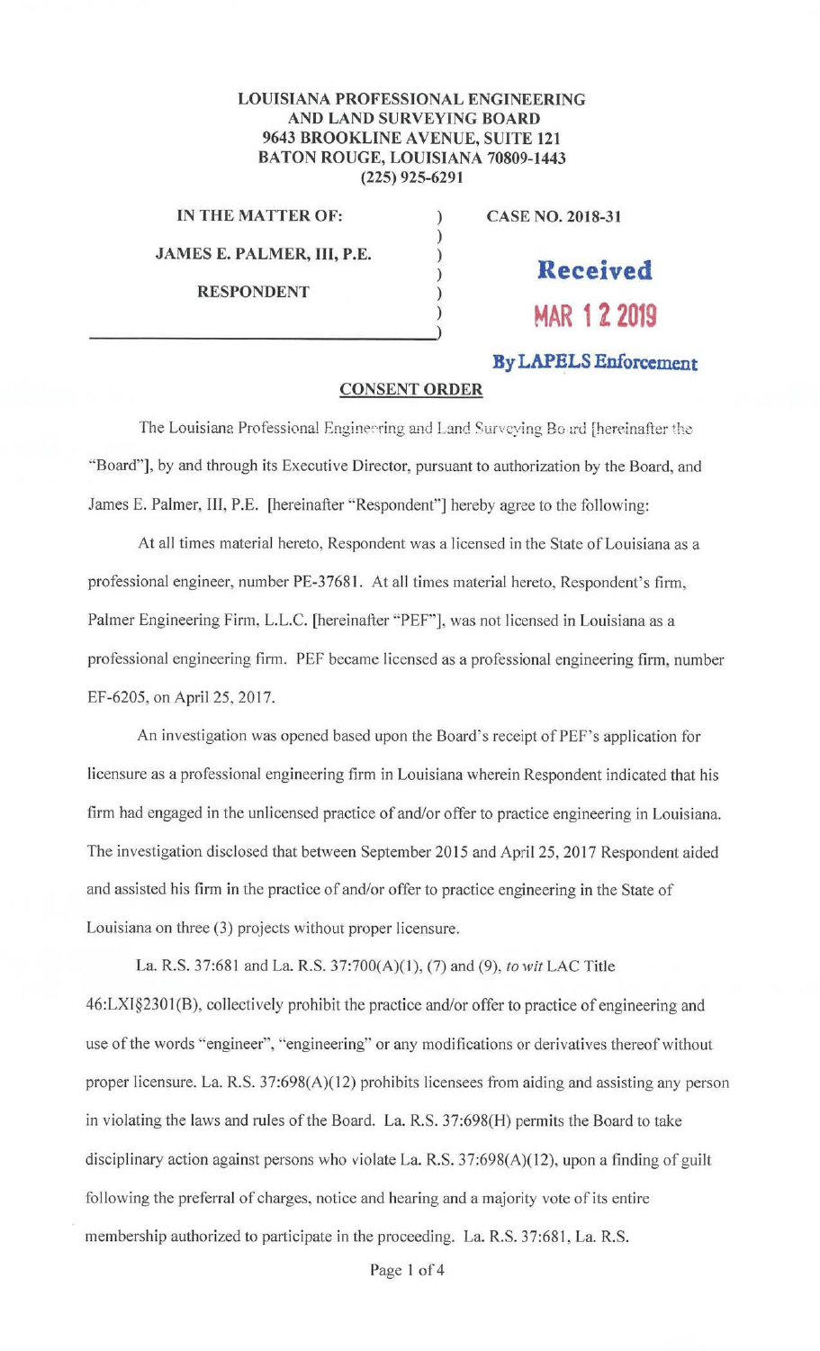**LOUISIANA PROFESSIONAL ENGINEERING AND LAND SURVEYING BOARD**
**9643 BROOKLINE AVENUE, SUITE 121**
**BATON ROUGE, LOUISIANA 70809-1443**
**(225) 925-6291**

| | |
|---|---|
| **IN THE MATTER OF:** | **CASE NO. 2018-31** |
| **JAMES E. PALMER, III, P.E.** | |
| **RESPONDENT** | |

**Received**
**MAR 12 2019**
**By LAPELS Enforcement**

## CONSENT ORDER

The Louisiana Professional Engineering and Land Surveying Board [hereinafter the "Board"], by and through its Executive Director, pursuant to authorization by the Board, and James E. Palmer, III, P.E. [hereinafter "Respondent"] hereby agree to the following:

At all times material hereto, Respondent was a licensed in the State of Louisiana as a professional engineer, number PE-37681. At all times material hereto, Respondent's firm, Palmer Engineering Firm, L.L.C. [hereinafter "PEF"], was not licensed in Louisiana as a professional engineering firm. PEF became licensed as a professional engineering firm, number EF-6205, on April 25, 2017.

An investigation was opened based upon the Board's receipt of PEF's application for licensure as a professional engineering firm in Louisiana wherein Respondent indicated that his firm had engaged in the unlicensed practice of and/or offer to practice engineering in Louisiana. The investigation disclosed that between September 2015 and April 25, 2017 Respondent aided and assisted his firm in the practice of and/or offer to practice engineering in the State of Louisiana on three (3) projects without proper licensure.

La. R.S. 37:681 and La. R.S. 37:700(A)(1), (7) and (9), *to wit* LAC Title 46:LXI§2301(B), collectively prohibit the practice and/or offer to practice of engineering and use of the words "engineer", "engineering" or any modifications or derivatives thereof without proper licensure. La. R.S. 37:698(A)(12) prohibits licensees from aiding and assisting any person in violating the laws and rules of the Board. La. R.S. 37:698(H) permits the Board to take disciplinary action against persons who violate La. R.S. 37:698(A)(12), upon a finding of guilt following the preferral of charges, notice and hearing and a majority vote of its entire membership authorized to participate in the proceeding. La. R.S. 37:681, La. R.S.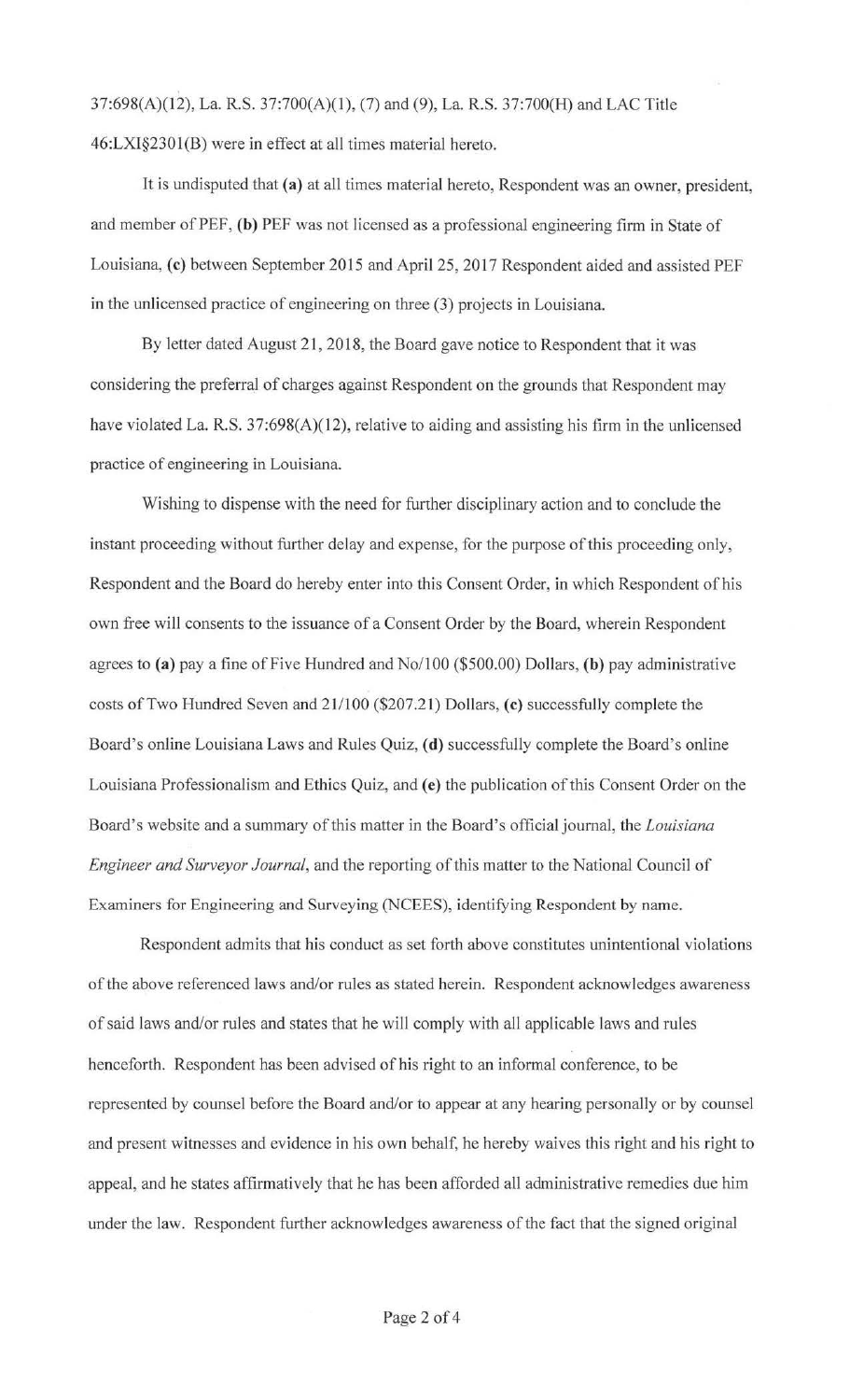37:698(A)(12), La. R.S. 37:700(A)(1), (7) and (9), La. R.S. 37:700(H) and LAC Title 46:LXI§2301(B) were in effect at all times material hereto.

It is undisputed that **(a)** at all times material hereto, Respondent was an owner, president, and member of PEF, **(b)** PEF was not licensed as a professional engineering firm in State of Louisiana, **(c)** between September 2015 and April 25, 2017 Respondent aided and assisted PEF in the unlicensed practice of engineering on three (3) projects in Louisiana.

By letter dated August 21, 2018, the Board gave notice to Respondent that it was considering the preferral of charges against Respondent on the grounds that Respondent may have violated La. R.S. 37:698(A)(12), relative to aiding and assisting his firm in the unlicensed practice of engineering in Louisiana.

Wishing to dispense with the need for further disciplinary action and to conclude the instant proceeding without further delay and expense, for the purpose of this proceeding only, Respondent and the Board do hereby enter into this Consent Order, in which Respondent of his own free will consents to the issuance of a Consent Order by the Board, wherein Respondent agrees to **(a)** pay a fine of Five Hundred and No/100 ($500.00) Dollars, **(b)** pay administrative costs of Two Hundred Seven and 21/100 ($207.21) Dollars, **(c)** successfully complete the Board's online Louisiana Laws and Rules Quiz, **(d)** successfully complete the Board's online Louisiana Professionalism and Ethics Quiz, and **(e)** the publication of this Consent Order on the Board's website and a summary of this matter in the Board's official journal, the *Louisiana Engineer and Surveyor Journal*, and the reporting of this matter to the National Council of Examiners for Engineering and Surveying (NCEES), identifying Respondent by name.

Respondent admits that his conduct as set forth above constitutes unintentional violations of the above referenced laws and/or rules as stated herein. Respondent acknowledges awareness of said laws and/or rules and states that he will comply with all applicable laws and rules henceforth. Respondent has been advised of his right to an informal conference, to be represented by counsel before the Board and/or to appear at any hearing personally or by counsel and present witnesses and evidence in his own behalf, he hereby waives this right and his right to appeal, and he states affirmatively that he has been afforded all administrative remedies due him under the law. Respondent further acknowledges awareness of the fact that the signed original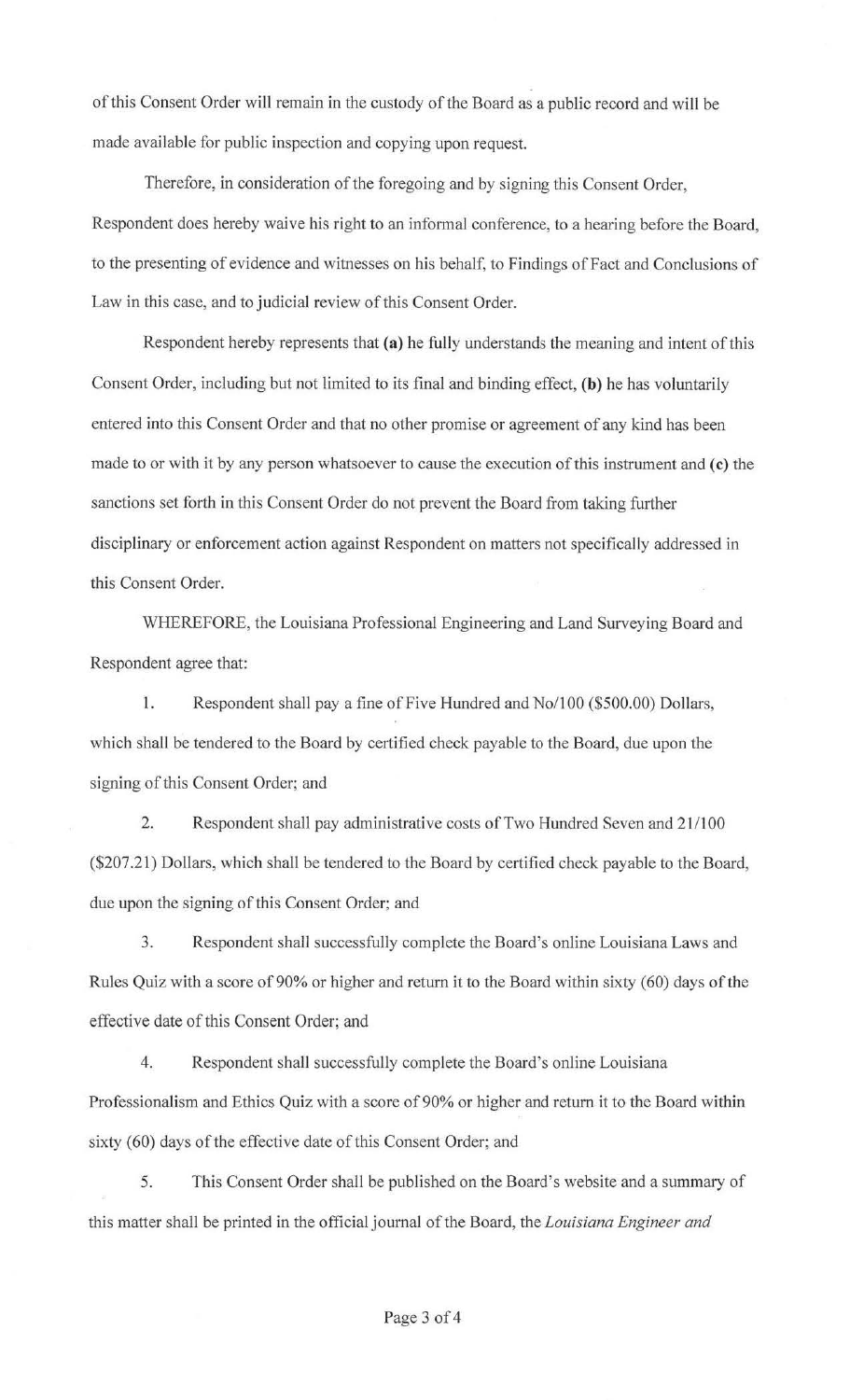of this Consent Order will remain in the custody of the Board as a public record and will be made available for public inspection and copying upon request.

Therefore, in consideration of the foregoing and by signing this Consent Order, Respondent does hereby waive his right to an informal conference, to a hearing before the Board, to the presenting of evidence and witnesses on his behalf, to Findings of Fact and Conclusions of Law in this case, and to judicial review of this Consent Order.

Respondent hereby represents that **(a)** he fully understands the meaning and intent of this Consent Order, including but not limited to its final and binding effect, **(b)** he has voluntarily entered into this Consent Order and that no other promise or agreement of any kind has been made to or with it by any person whatsoever to cause the execution of this instrument and **(c)** the sanctions set forth in this Consent Order do not prevent the Board from taking further disciplinary or enforcement action against Respondent on matters not specifically addressed in this Consent Order.

WHEREFORE, the Louisiana Professional Engineering and Land Surveying Board and Respondent agree that:

1. Respondent shall pay a fine of Five Hundred and No/100 ($500.00) Dollars, which shall be tendered to the Board by certified check payable to the Board, due upon the signing of this Consent Order; and

2. Respondent shall pay administrative costs of Two Hundred Seven and 21/100 ($207.21) Dollars, which shall be tendered to the Board by certified check payable to the Board, due upon the signing of this Consent Order; and

3. Respondent shall successfully complete the Board's online Louisiana Laws and Rules Quiz with a score of 90% or higher and return it to the Board within sixty (60) days of the effective date of this Consent Order; and

4. Respondent shall successfully complete the Board's online Louisiana Professionalism and Ethics Quiz with a score of 90% or higher and return it to the Board within sixty (60) days of the effective date of this Consent Order; and

5. This Consent Order shall be published on the Board's website and a summary of this matter shall be printed in the official journal of the Board, the *Louisiana Engineer and*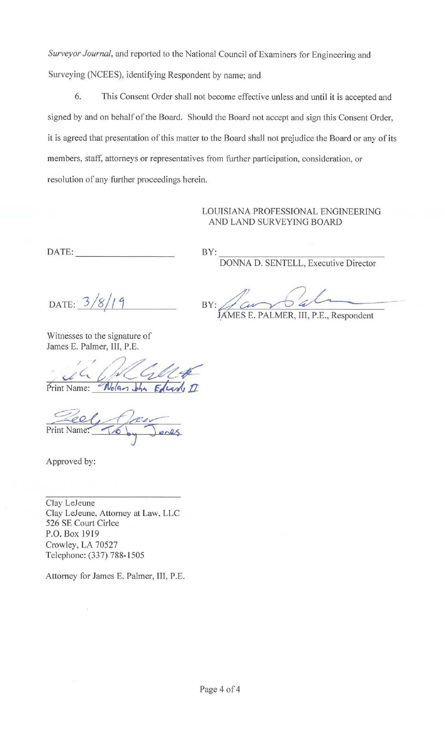*Surveyor Journal*, and reported to the National Council of Examiners for Engineering and Surveying (NCEES), identifying Respondent by name; and

6. This Consent Order shall not become effective unless and until it is accepted and signed by and on behalf of the Board. Should the Board not accept and sign this Consent Order, it is agreed that presentation of this matter to the Board shall not prejudice the Board or any of its members, staff, attorneys or representatives from further participation, consideration, or resolution of any further proceedings herein.

LOUISIANA PROFESSIONAL ENGINEERING AND LAND SURVEYING BOARD

DATE: ____________________ BY: ________________________________
DONNA D. SENTELL, Executive Director

DATE: 3/8/19 BY: ________________________________
JAMES E. PALMER, III, P.E., Respondent

Witnesses to the signature of James E. Palmer, III, P.E.

________________________________
Print Name: Nolan John Edwards II

________________________________
Print Name: Toby Jones

Approved by:

________________________________
Clay LeJeune
Clay LeJeune, Attorney at Law, LLC
526 SE Court Cirlce
P.O. Box 1919
Crowley, LA 70527
Telephone: (337) 788-1505

Attorney for James E. Palmer, III, P.E.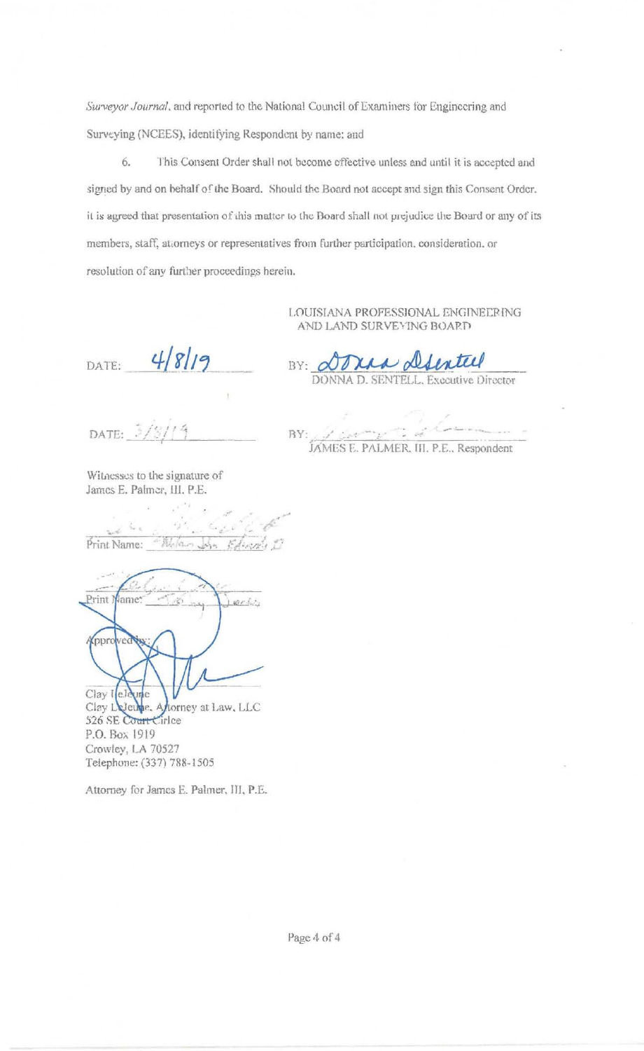*Surveyor Journal*, and reported to the National Council of Examiners for Engineering and Surveying (NCEES), identifying Respondent by name; and

6. This Consent Order shall not become effective unless and until it is accepted and signed by and on behalf of the Board. Should the Board not accept and sign this Consent Order, it is agreed that presentation of this matter to the Board shall not prejudice the Board or any of its members, staff, attorneys or representatives from further participation, consideration, or resolution of any further proceedings herein.

LOUISIANA PROFESSIONAL ENGINEERING AND LAND SURVEYING BOARD

DATE: 4/8/19

BY: Donna Sentell
DONNA D. SENTELL, Executive Director

DATE: 3/8/19

BY: ______________________
JAMES E. PALMER, III, P.E., Respondent

Witnesses to the signature of
James E. Palmer, III, P.E.

______________________
Print Name: ______________________

______________________
Print Name: ______________________

Approved by:

______________________
Clay LeJeune
Clay LeJeune, Attorney at Law, LLC
526 SE Court Circle
P.O. Box 1919
Crowley, LA 70527
Telephone: (337) 788-1505

Attorney for James E. Palmer, III, P.E.